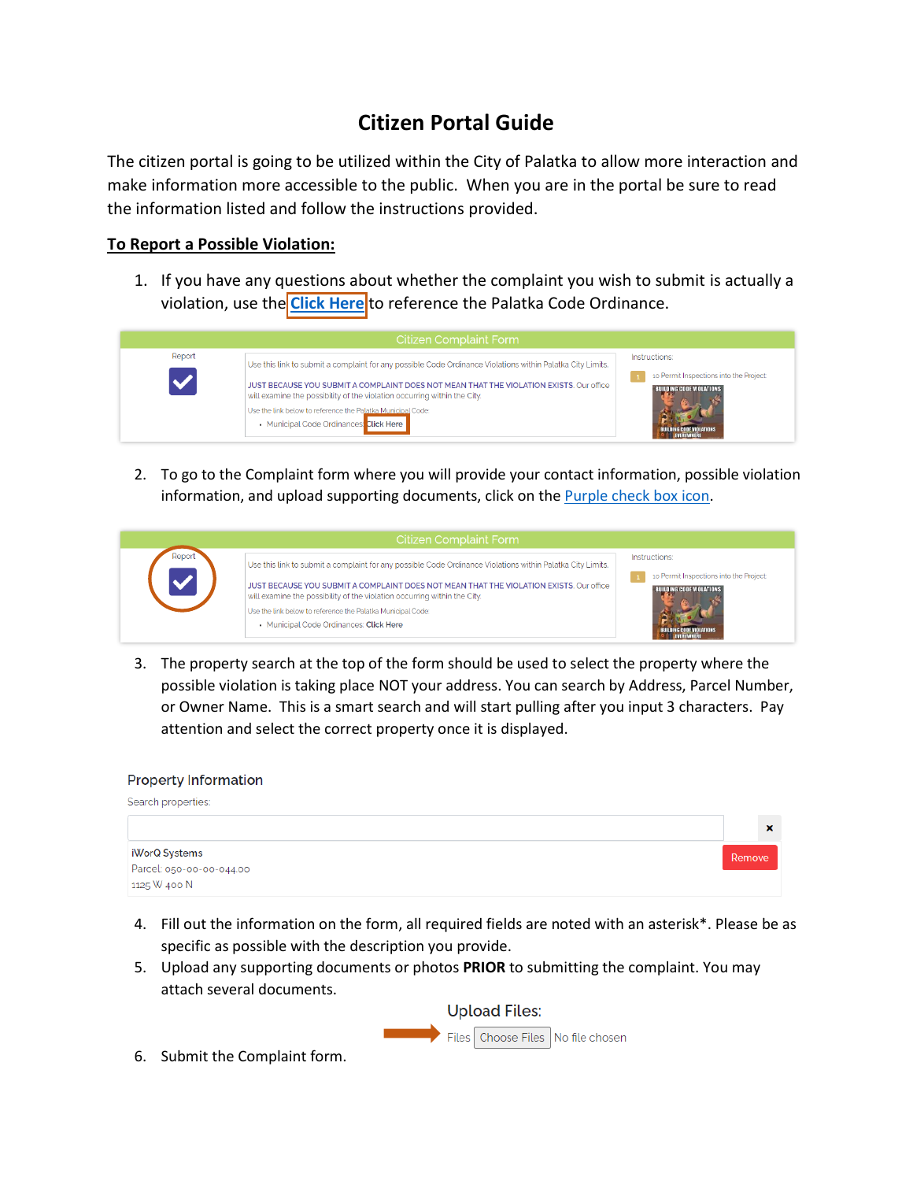# Citizen Portal Guide

The citizen portal is going to be utilized within the City of Palatka to allow more interaction and make information more accessible to the public. When you are in the portal be sure to read the information listed and follow the instructions provided.

**To Report a Possible Violation:**

1. If you have any questions about whether the complaint you wish to submit is actually a violation, use the **Click Here** to reference the Palatka Code Ordinance.

2. To go to the Complaint form where you will provide your contact information, possible violation information, and upload supporting documents, click on the Purple check box icon.

3. The property search at the top of the form should be used to select the property where the possible violation is taking place NOT your address. You can search by Address, Parcel Number, or Owner Name. This is a smart search and will start pulling after you input 3 characters. Pay attention and select the correct property once it is displayed.

4. Fill out the information on the form, all required fields are noted with an asterisk*. Please be as specific as possible with the description you provide.
5. Upload any supporting documents or photos **PRIOR** to submitting the complaint. You may attach several documents.
6. Submit the Complaint form.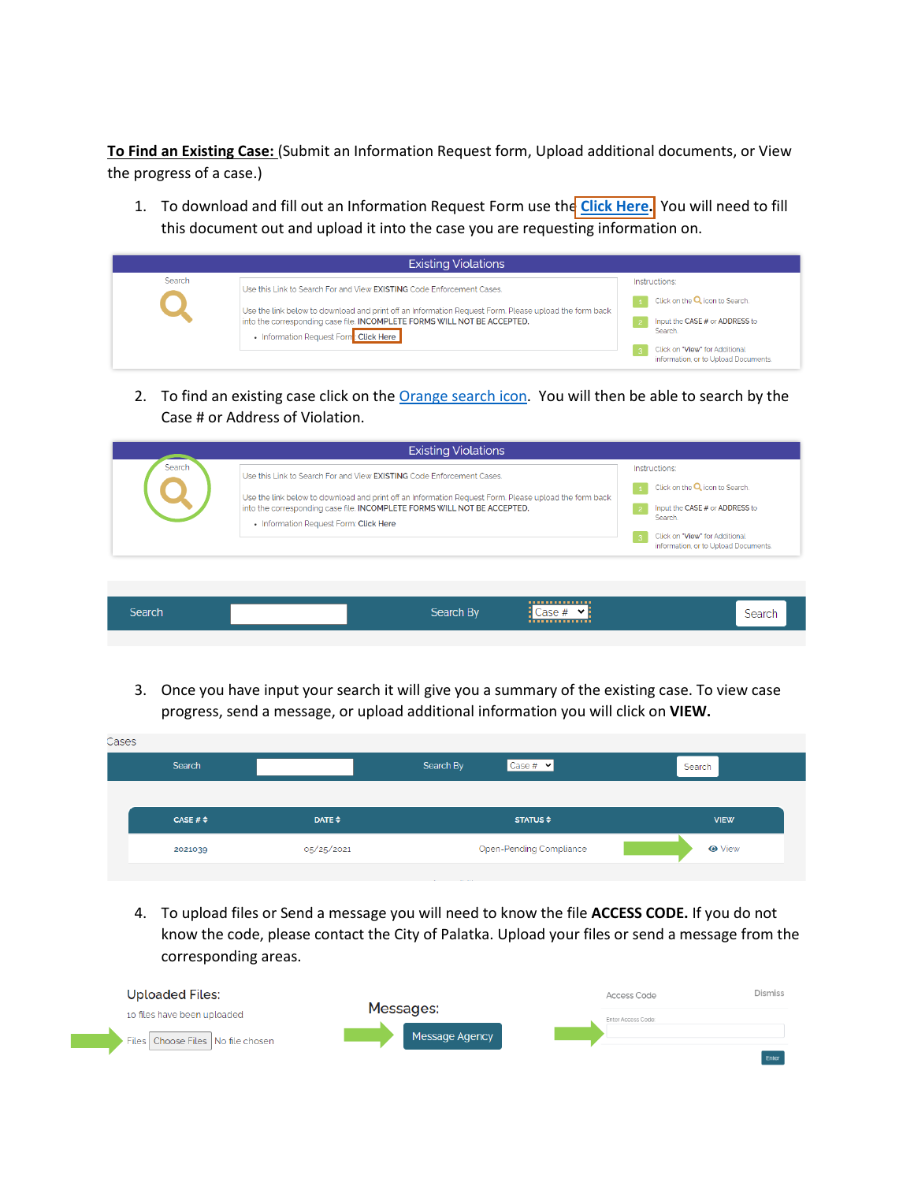**To Find an Existing Case:** (Submit an Information Request form, Upload additional documents, or View the progress of a case.)

1. To download and fill out an Information Request Form use the **Click Here**. You will need to fill this document out and upload it into the case you are requesting information on.

Existing Violations

Search

Use this Link to Search For and View EXISTING Code Enforcement Cases.

Use the link below to download and print off an Information Request Form. Please upload the form back into the corresponding case file. INCOMPLETE FORMS WILL NOT BE ACCEPTED.

- Information Request Form Click Here

Instructions:

1 Click on the icon to Search.

2 Input the CASE # or ADDRESS to Search.

3 Click on "View" for Additional information, or to Upload Documents

2. To find an existing case click on the Orange search icon. You will then be able to search by the Case # or Address of Violation.

Existing Violations

Search

Use this Link to Search For and View EXISTING Code Enforcement Cases.

Use the link below to download and print off an Information Request Form. Please upload the form back into the corresponding case file. INCOMPLETE FORMS WILL NOT BE ACCEPTED.

- Information Request Form Click Here

Instructions:

1 Click on the icon to Search.

2 Input the CASE # or ADDRESS to Search.

3 Click on "View" for Additional information, or to Upload Documents

Search | Search By | Case # | Search

3. Once you have input your search it will give you a summary of the existing case. To view case progress, send a message, or upload additional information you will click on **VIEW.**

Cases

Search | Search By | Case # | Search

| CASE # | DATE | STATUS | VIEW |
|---|---|---|---|
| 2021039 | 05/25/2021 | Open-Pending Compliance | View |

4. To upload files or Send a message you will need to know the file **ACCESS CODE.** If you do not know the code, please contact the City of Palatka. Upload your files or send a message from the corresponding areas.

Uploaded Files:

10 files have been uploaded

Files Choose Files No file chosen

Messages:

Message Agency

Access Code Dismiss

Enter Access Code

Enter